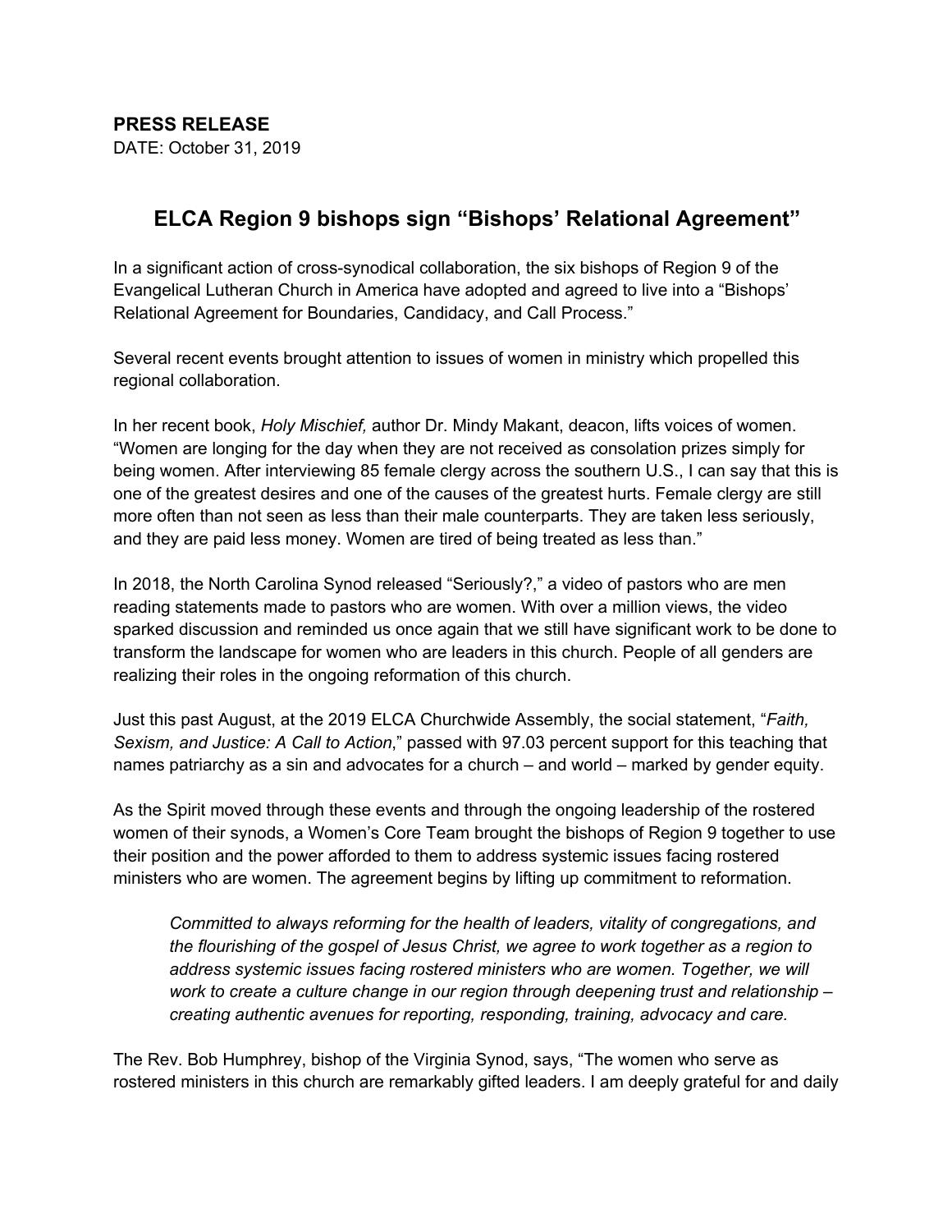**PRESS RELEASE**
DATE: October 31, 2019

# ELCA Region 9 bishops sign "Bishops' Relational Agreement"

In a significant action of cross-synodical collaboration, the six bishops of Region 9 of the Evangelical Lutheran Church in America have adopted and agreed to live into a "Bishops' Relational Agreement for Boundaries, Candidacy, and Call Process."

Several recent events brought attention to issues of women in ministry which propelled this regional collaboration.

In her recent book, *Holy Mischief,* author Dr. Mindy Makant, deacon, lifts voices of women. "Women are longing for the day when they are not received as consolation prizes simply for being women. After interviewing 85 female clergy across the southern U.S., I can say that this is one of the greatest desires and one of the causes of the greatest hurts. Female clergy are still more often than not seen as less than their male counterparts. They are taken less seriously, and they are paid less money. Women are tired of being treated as less than."

In 2018, the North Carolina Synod released "Seriously?," a video of pastors who are men reading statements made to pastors who are women. With over a million views, the video sparked discussion and reminded us once again that we still have significant work to be done to transform the landscape for women who are leaders in this church. People of all genders are realizing their roles in the ongoing reformation of this church.

Just this past August, at the 2019 ELCA Churchwide Assembly, the social statement, "*Faith, Sexism, and Justice: A Call to Action*," passed with 97.03 percent support for this teaching that names patriarchy as a sin and advocates for a church – and world – marked by gender equity.

As the Spirit moved through these events and through the ongoing leadership of the rostered women of their synods, a Women's Core Team brought the bishops of Region 9 together to use their position and the power afforded to them to address systemic issues facing rostered ministers who are women. The agreement begins by lifting up commitment to reformation.

> *Committed to always reforming for the health of leaders, vitality of congregations, and the flourishing of the gospel of Jesus Christ, we agree to work together as a region to address systemic issues facing rostered ministers who are women. Together, we will work to create a culture change in our region through deepening trust and relationship – creating authentic avenues for reporting, responding, training, advocacy and care.*

The Rev. Bob Humphrey, bishop of the Virginia Synod, says, "The women who serve as rostered ministers in this church are remarkably gifted leaders. I am deeply grateful for and daily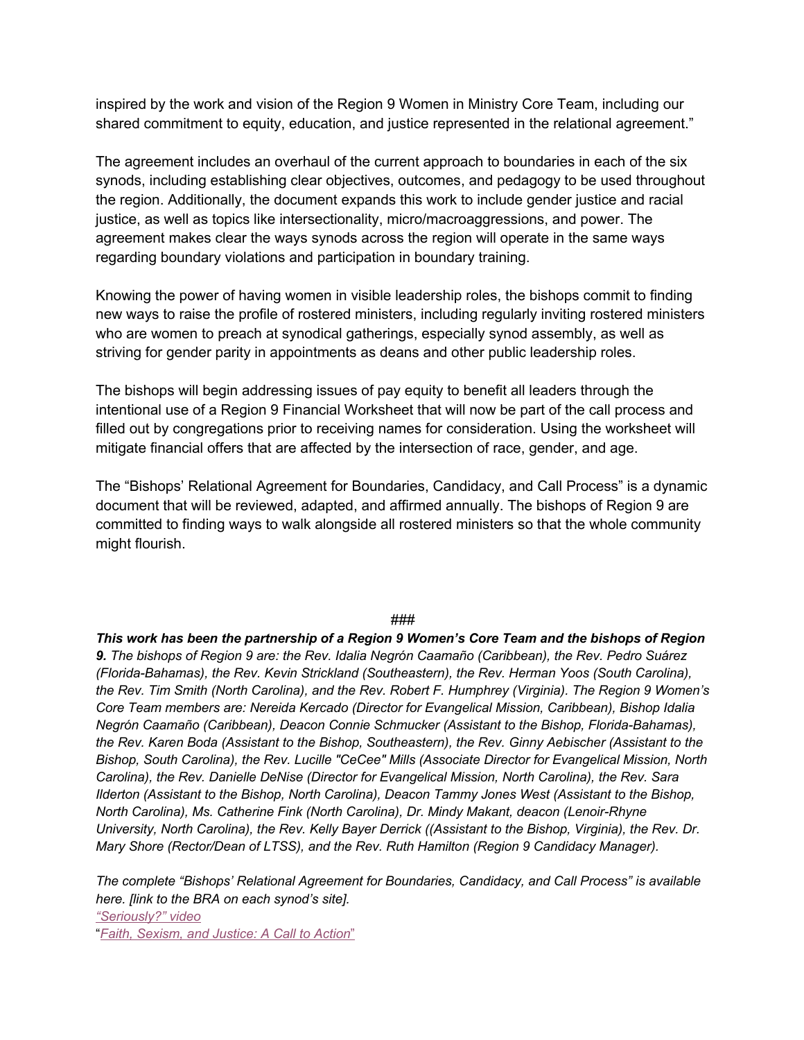inspired by the work and vision of the Region 9 Women in Ministry Core Team, including our shared commitment to equity, education, and justice represented in the relational agreement."

The agreement includes an overhaul of the current approach to boundaries in each of the six synods, including establishing clear objectives, outcomes, and pedagogy to be used throughout the region. Additionally, the document expands this work to include gender justice and racial justice, as well as topics like intersectionality, micro/macroaggressions, and power. The agreement makes clear the ways synods across the region will operate in the same ways regarding boundary violations and participation in boundary training.

Knowing the power of having women in visible leadership roles, the bishops commit to finding new ways to raise the profile of rostered ministers, including regularly inviting rostered ministers who are women to preach at synodical gatherings, especially synod assembly, as well as striving for gender parity in appointments as deans and other public leadership roles.

The bishops will begin addressing issues of pay equity to benefit all leaders through the intentional use of a Region 9 Financial Worksheet that will now be part of the call process and filled out by congregations prior to receiving names for consideration. Using the worksheet will mitigate financial offers that are affected by the intersection of race, gender, and age.

The "Bishops' Relational Agreement for Boundaries, Candidacy, and Call Process" is a dynamic document that will be reviewed, adapted, and affirmed annually. The bishops of Region 9 are committed to finding ways to walk alongside all rostered ministers so that the whole community might flourish.

###

***This work has been the partnership of a Region 9 Women's Core Team and the bishops of Region 9.*** *The bishops of Region 9 are: the Rev. Idalia Negrón Caamaño (Caribbean), the Rev. Pedro Suárez (Florida-Bahamas), the Rev. Kevin Strickland (Southeastern), the Rev. Herman Yoos (South Carolina), the Rev. Tim Smith (North Carolina), and the Rev. Robert F. Humphrey (Virginia). The Region 9 Women's Core Team members are: Nereida Kercado (Director for Evangelical Mission, Caribbean), Bishop Idalia Negrón Caamaño (Caribbean), Deacon Connie Schmucker (Assistant to the Bishop, Florida-Bahamas), the Rev. Karen Boda (Assistant to the Bishop, Southeastern), the Rev. Ginny Aebischer (Assistant to the Bishop, South Carolina), the Rev. Lucille "CeCee" Mills (Associate Director for Evangelical Mission, North Carolina), the Rev. Danielle DeNise (Director for Evangelical Mission, North Carolina), the Rev. Sara Ilderton (Assistant to the Bishop, North Carolina), Deacon Tammy Jones West (Assistant to the Bishop, North Carolina), Ms. Catherine Fink (North Carolina), Dr. Mindy Makant, deacon (Lenoir-Rhyne University, North Carolina), the Rev. Kelly Bayer Derrick ((Assistant to the Bishop, Virginia), the Rev. Dr. Mary Shore (Rector/Dean of LTSS), and the Rev. Ruth Hamilton (Region 9 Candidacy Manager).*

*The complete "Bishops' Relational Agreement for Boundaries, Candidacy, and Call Process" is available here. [link to the BRA on each synod's site].*

*"Seriously?" video*

"*Faith, Sexism, and Justice: A Call to Action*"